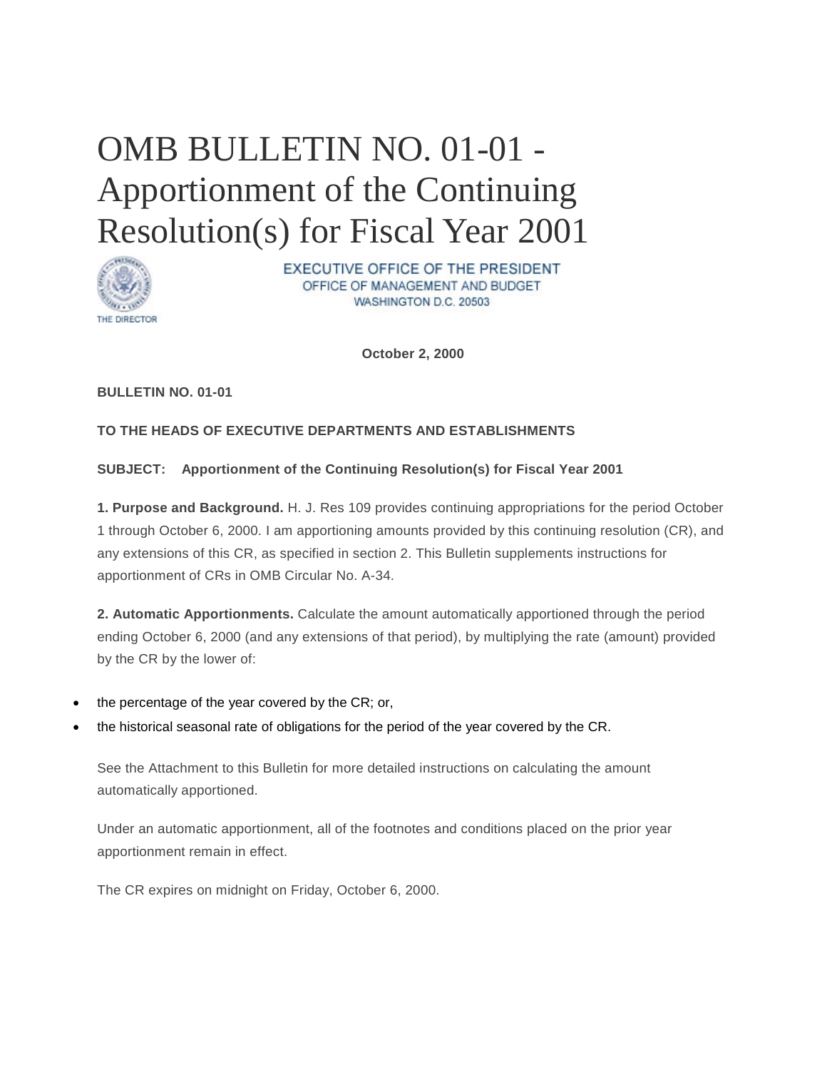# OMB BULLETIN NO. 01-01 - Apportionment of the Continuing Resolution(s) for Fiscal Year 2001

EXECUTIVE OFFICE OF THE PRESIDENT
OFFICE OF MANAGEMENT AND BUDGET
WASHINGTON D.C. 20503

THE DIRECTOR

**October 2, 2000**

**BULLETIN NO. 01-01**

**TO THE HEADS OF EXECUTIVE DEPARTMENTS AND ESTABLISHMENTS**

**SUBJECT: Apportionment of the Continuing Resolution(s) for Fiscal Year 2001**

**1. Purpose and Background.** H. J. Res 109 provides continuing appropriations for the period October 1 through October 6, 2000. I am apportioning amounts provided by this continuing resolution (CR), and any extensions of this CR, as specified in section 2. This Bulletin supplements instructions for apportionment of CRs in OMB Circular No. A-34.

**2. Automatic Apportionments.** Calculate the amount automatically apportioned through the period ending October 6, 2000 (and any extensions of that period), by multiplying the rate (amount) provided by the CR by the lower of:

- the percentage of the year covered by the CR; or,
- the historical seasonal rate of obligations for the period of the year covered by the CR.

See the Attachment to this Bulletin for more detailed instructions on calculating the amount automatically apportioned.

Under an automatic apportionment, all of the footnotes and conditions placed on the prior year apportionment remain in effect.

The CR expires on midnight on Friday, October 6, 2000.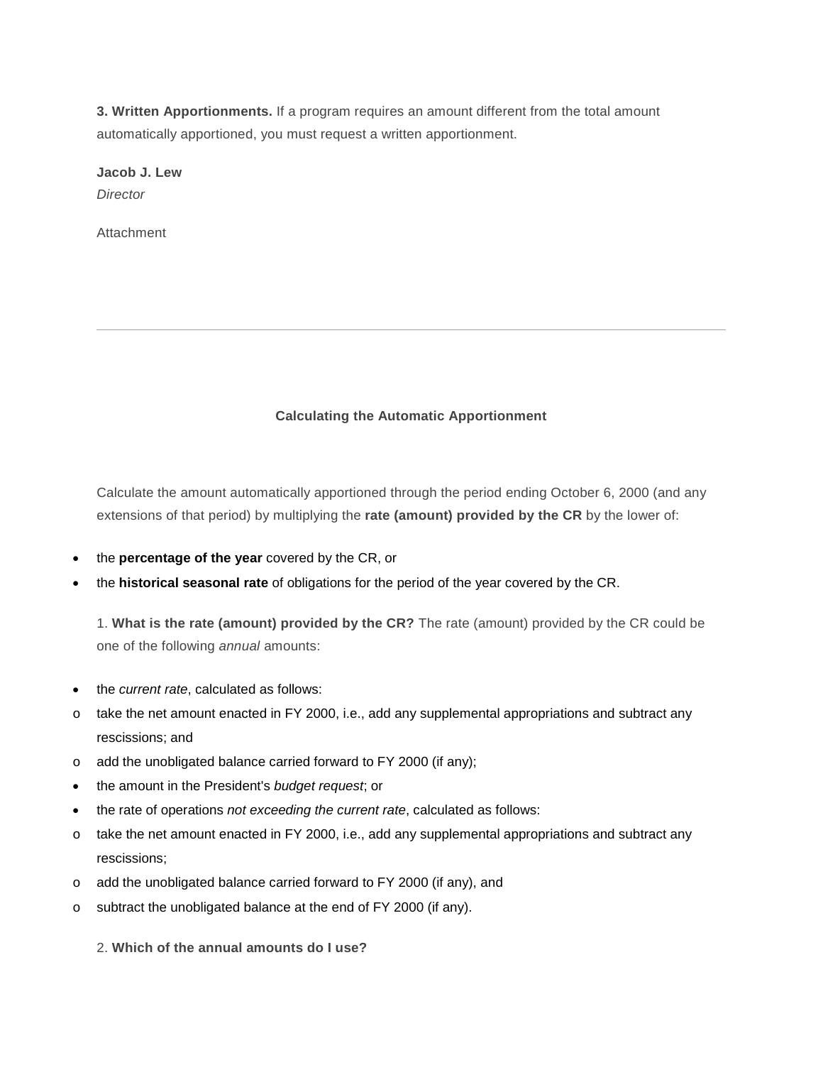**3. Written Apportionments.** If a program requires an amount different from the total amount automatically apportioned, you must request a written apportionment.

**Jacob J. Lew**
*Director*

Attachment

---

### Calculating the Automatic Apportionment

Calculate the amount automatically apportioned through the period ending October 6, 2000 (and any extensions of that period) by multiplying the **rate (amount) provided by the CR** by the lower of:

- the **percentage of the year** covered by the CR, or
- the **historical seasonal rate** of obligations for the period of the year covered by the CR.

1. **What is the rate (amount) provided by the CR?** The rate (amount) provided by the CR could be one of the following *annual* amounts:

- the *current rate*, calculated as follows:
  - take the net amount enacted in FY 2000, i.e., add any supplemental appropriations and subtract any rescissions; and
  - add the unobligated balance carried forward to FY 2000 (if any);
- the amount in the President's *budget request*; or
- the rate of operations *not exceeding the current rate*, calculated as follows:
  - take the net amount enacted in FY 2000, i.e., add any supplemental appropriations and subtract any rescissions;
  - add the unobligated balance carried forward to FY 2000 (if any), and
  - subtract the unobligated balance at the end of FY 2000 (if any).

2. **Which of the annual amounts do I use?**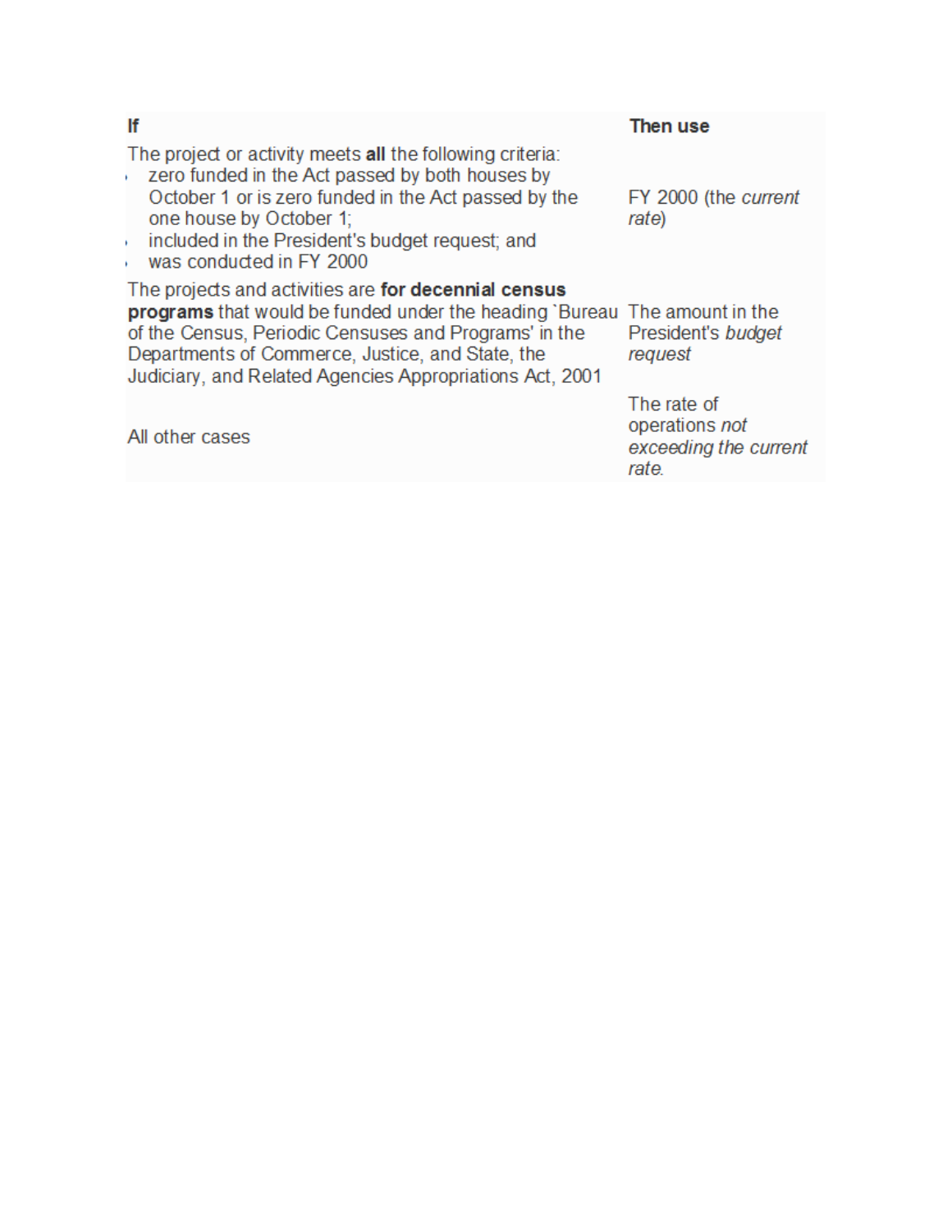| If | Then use |
| --- | --- |
| The project or activity meets **all** the following criteria:<br>• zero funded in the Act passed by both houses by October 1 or is zero funded in the Act passed by the one house by October 1;<br>• included in the President's budget request; and<br>• was conducted in FY 2000 | FY 2000 (the *current rate*) |
| The projects and activities are **for decennial census programs** that would be funded under the heading `Bureau of the Census, Periodic Censuses and Programs' in the Departments of Commerce, Justice, and State, the Judiciary, and Related Agencies Appropriations Act, 2001 | The amount in the President's *budget request* |
| All other cases | The rate of operations *not exceeding the current rate*. |